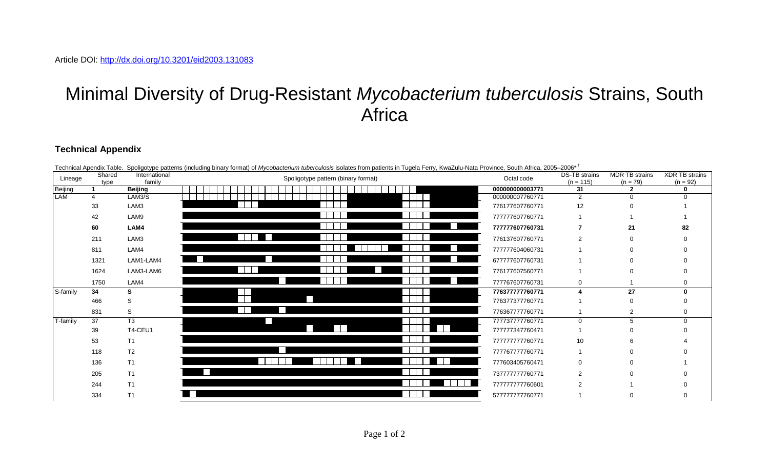Article DOI: http://dx.doi.org/10.3201/eid2003.131083

# Minimal Diversity of Drug-Resistant *Mycobacterium tuberculosis* Strains, South Africa

## Technical Appendix

Technical Apendix Table. Spoligotype patterns (including binary format) of *Mycobacterium tuberculosis* isolates from patients in Tugela Ferry, KwaZulu-Nata Province, South Africa, 2005–2006*[†]

| Lineage | Shared type | International family | Spoligotype pattern (binary format) | Octal code | DS-TB strains (n = 115) | MDR TB strains (n = 79) | XDR TB strains (n = 92) |
|---|---|---|---|---|---|---|---|
| Beijing | **1** | **Beijing** | | **000000000003771** | **31** | **2** | **0** |
| LAM | 4 | LAM3/S | | 000000007760771 | 2 | 0 | 0 |
| | 33 | LAM3 | | 776177607760771 | 12 | 0 | 1 |
| | 42 | LAM9 | | 777777607760771 | 1 | 1 | 1 |
| | **60** | **LAM4** | | **777777607760731** | **7** | **21** | **82** |
| | 211 | LAM3 | | 776137607760771 | 2 | 0 | 0 |
| | 811 | LAM4 | | 777777604060731 | 1 | 0 | 0 |
| | 1321 | LAM1-LAM4 | | 677777607760731 | 1 | 0 | 0 |
| | 1624 | LAM3-LAM6 | | 776177607560771 | 1 | 0 | 0 |
| | 1750 | LAM4 | | 777767607760731 | 0 | 1 | 0 |
| S-family | **34** | **S** | | **776377777760771** | **4** | **27** | **0** |
| | 466 | S | | 776377377760771 | 1 | 0 | 0 |
| | 831 | S | | 776367777760771 | 1 | 2 | 0 |
| T-family | 37 | T3 | | 777737777760771 | 0 | 5 | 0 |
| | 39 | T4-CEU1 | | 777777347760471 | 1 | 0 | 0 |
| | 53 | T1 | | 777777777760771 | 10 | 6 | 4 |
| | 118 | T2 | | 777767777760771 | 1 | 0 | 0 |
| | 136 | T1 | | 776603405760471 | 0 | 0 | 1 |
| | 205 | T1 | | 737777777760771 | 2 | 0 | 0 |
| | 244 | T1 | | 777777777760601 | 2 | 1 | 0 |
| | 334 | T1 | | 577777777760771 | 1 | 0 | 0 |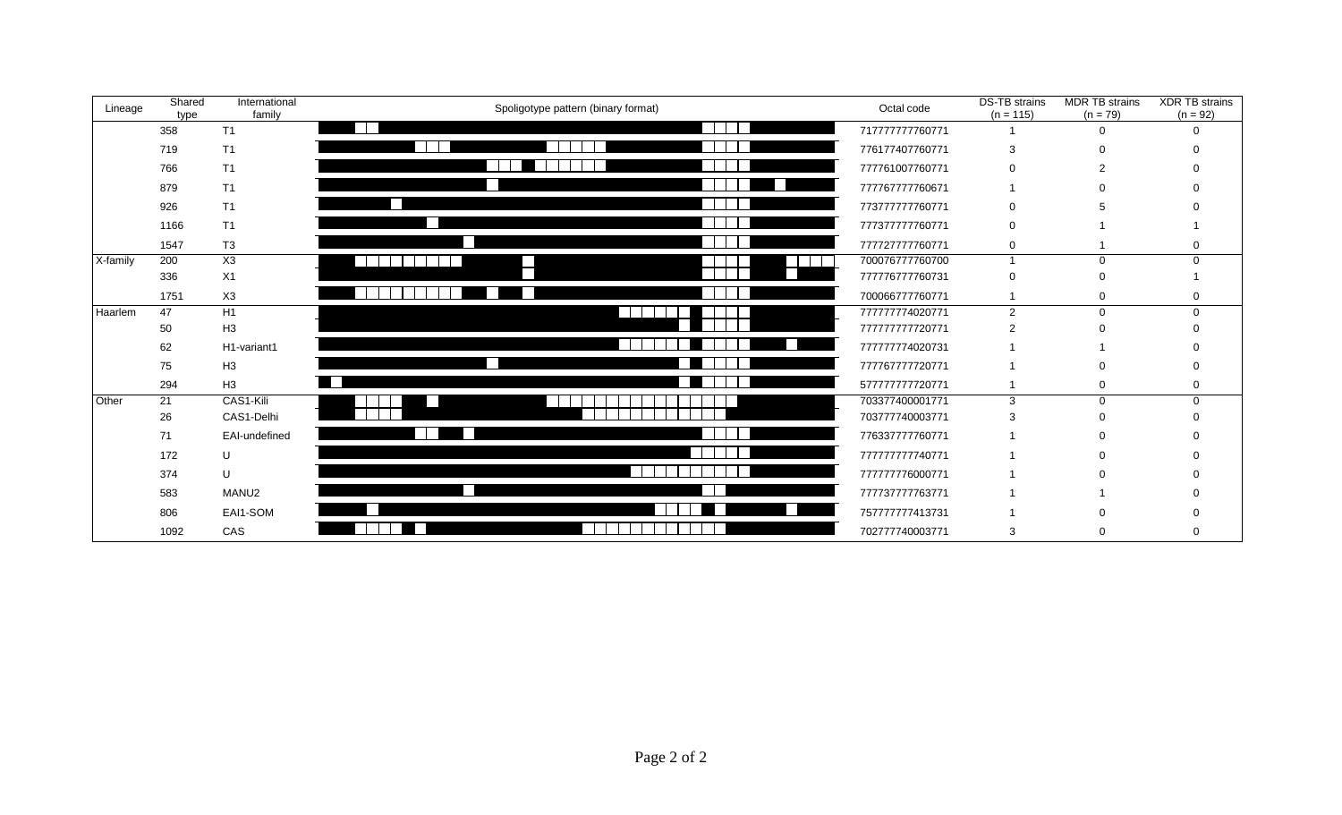| Lineage | Shared type | International family | Spoligotype pattern (binary format) | Octal code | DS-TB strains (n = 115) | MDR TB strains (n = 79) | XDR TB strains (n = 92) |
|---|---|---|---|---|---|---|---|
| | 358 | T1 | | 717777777760771 | 1 | 0 | 0 |
| | 719 | T1 | | 776177407760771 | 3 | 0 | 0 |
| | 766 | T1 | | 777761007760771 | 0 | 2 | 0 |
| | 879 | T1 | | 777767777760671 | 1 | 0 | 0 |
| | 926 | T1 | | 773777777760771 | 0 | 5 | 0 |
| | 1166 | T1 | | 773777777760771 | 0 | 1 | 1 |
| | 1547 | T3 | | 777727777760771 | 0 | 1 | 0 |
| X-family | 200 | X3 | | 700076777760700 | 1 | 0 | 0 |
| | 336 | X1 | | 777776777760731 | 0 | 0 | 1 |
| | 1751 | X3 | | 700066777760771 | 1 | 0 | 0 |
| Haarlem | 47 | H1 | | 777777774020771 | 2 | 0 | 0 |
| | 50 | H3 | | 777777777720771 | 2 | 0 | 0 |
| | 62 | H1-variant1 | | 777777774020731 | 1 | 1 | 0 |
| | 75 | H3 | | 777767777720771 | 1 | 0 | 0 |
| | 294 | H3 | | 577777777720771 | 1 | 0 | 0 |
| Other | 21 | CAS1-Kili | | 703377400001771 | 3 | 0 | 0 |
| | 26 | CAS1-Delhi | | 703777740003771 | 3 | 0 | 0 |
| | 71 | EAI-undefined | | 776337777760771 | 1 | 0 | 0 |
| | 172 | U | | 777777777740771 | 1 | 0 | 0 |
| | 374 | U | | 777777776000771 | 1 | 0 | 0 |
| | 583 | MANU2 | | 777737777763771 | 1 | 1 | 0 |
| | 806 | EAI1-SOM | | 757777777413731 | 1 | 0 | 0 |
| | 1092 | CAS | | 702777740003771 | 3 | 0 | 0 |